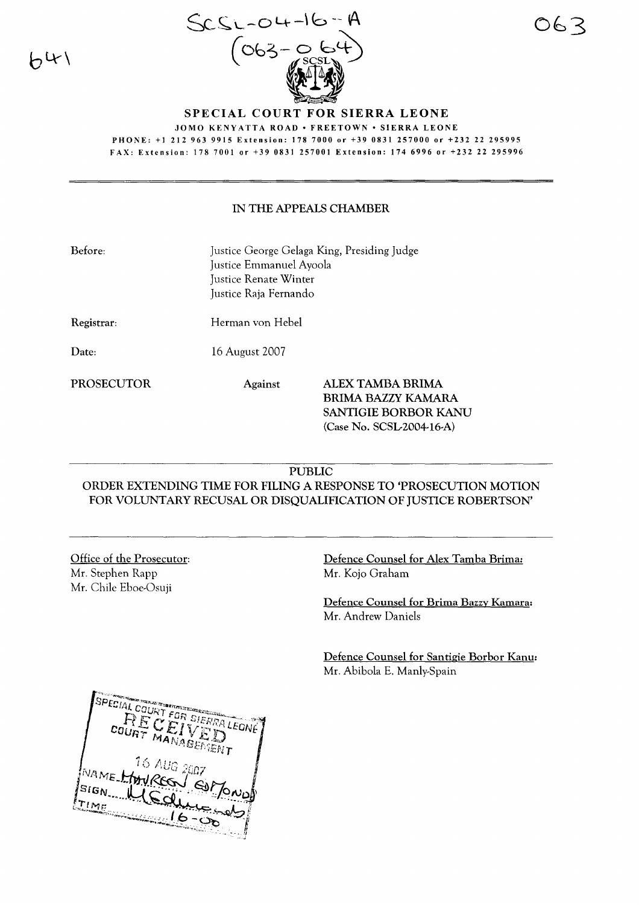SCSL-04-16-A
(063-064)

# SPECIAL COURT FOR SIERRA LEONE

JOMO KENYATTA ROAD • FREETOWN • SIERRA LEONE

PHONE: +1 212 963 9915 Extension: 178 7000 or +39 0831 257000 or +232 22 295995

FAX: Extension: 178 7001 or +39 0831 257001 Extension: 174 6996 or +232 22 295996

---

## IN THE APPEALS CHAMBER

**Before:** Justice George Gelaga King, Presiding Judge
Justice Emmanuel Ayoola
Justice Renate Winter
Justice Raja Fernando

**Registrar:** Herman von Hebel

**Date:** 16 August 2007

**PROSECUTOR** Against **ALEX TAMBA BRIMA**
**BRIMA BAZZY KAMARA**
**SANTIGIE BORBOR KANU**
**(Case No. SCSL-2004-16-A)**

---

**PUBLIC**

**ORDER EXTENDING TIME FOR FILING A RESPONSE TO 'PROSECUTION MOTION FOR VOLUNTARY RECUSAL OR DISQUALIFICATION OF JUSTICE ROBERTSON'**

---

Office of the Prosecutor:
Mr. Stephen Rapp
Mr. Chile Eboe-Osuji

Defence Counsel for Alex Tamba Brima:
Mr. Kojo Graham

Defence Counsel for Brima Bazzy Kamara:
Mr. Andrew Daniels

Defence Counsel for Santigie Borbor Kanu:
Mr. Abibola E. Manly-Spain

SPECIAL COURT FOR SIERRA LEONE
RECEIVED
COURT MANAGEMENT
16 AUG 2007
NAME: HARRISON EDMONDS
SIGN: [signature]
TIME: 16-00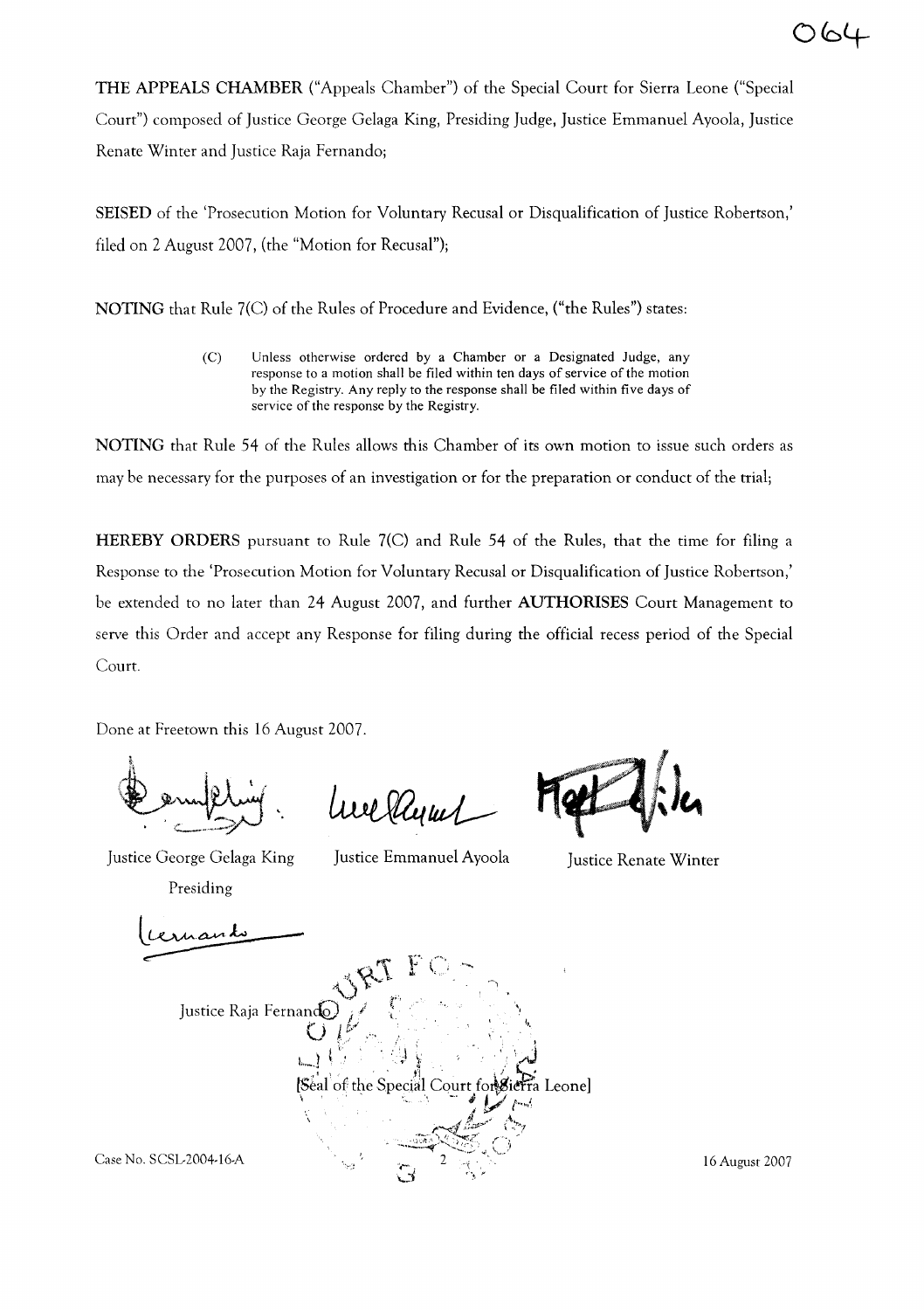**THE APPEALS CHAMBER** ("Appeals Chamber") of the Special Court for Sierra Leone ("Special Court") composed of Justice George Gelaga King, Presiding Judge, Justice Emmanuel Ayoola, Justice Renate Winter and Justice Raja Fernando;

**SEISED** of the 'Prosecution Motion for Voluntary Recusal or Disqualification of Justice Robertson,' filed on 2 August 2007, (the "Motion for Recusal");

**NOTING** that Rule 7(C) of the Rules of Procedure and Evidence, ("the Rules") states:

> (C) Unless otherwise ordered by a Chamber or a Designated Judge, any response to a motion shall be filed within ten days of service of the motion by the Registry. Any reply to the response shall be filed within five days of service of the response by the Registry.

**NOTING** that Rule 54 of the Rules allows this Chamber of its own motion to issue such orders as may be necessary for the purposes of an investigation or for the preparation or conduct of the trial;

**HEREBY ORDERS** pursuant to Rule 7(C) and Rule 54 of the Rules, that the time for filing a Response to the 'Prosecution Motion for Voluntary Recusal or Disqualification of Justice Robertson,' be extended to no later than 24 August 2007, and further **AUTHORISES** Court Management to serve this Order and accept any Response for filing during the official recess period of the Special Court.

Done at Freetown this 16 August 2007.

Justice George Gelaga King
Presiding

Justice Emmanuel Ayoola

Justice Renate Winter

Justice Raja Fernando

[Seal of the Special Court for Sierra Leone]

Case No. SCSL-2004-16-A

16 August 2007